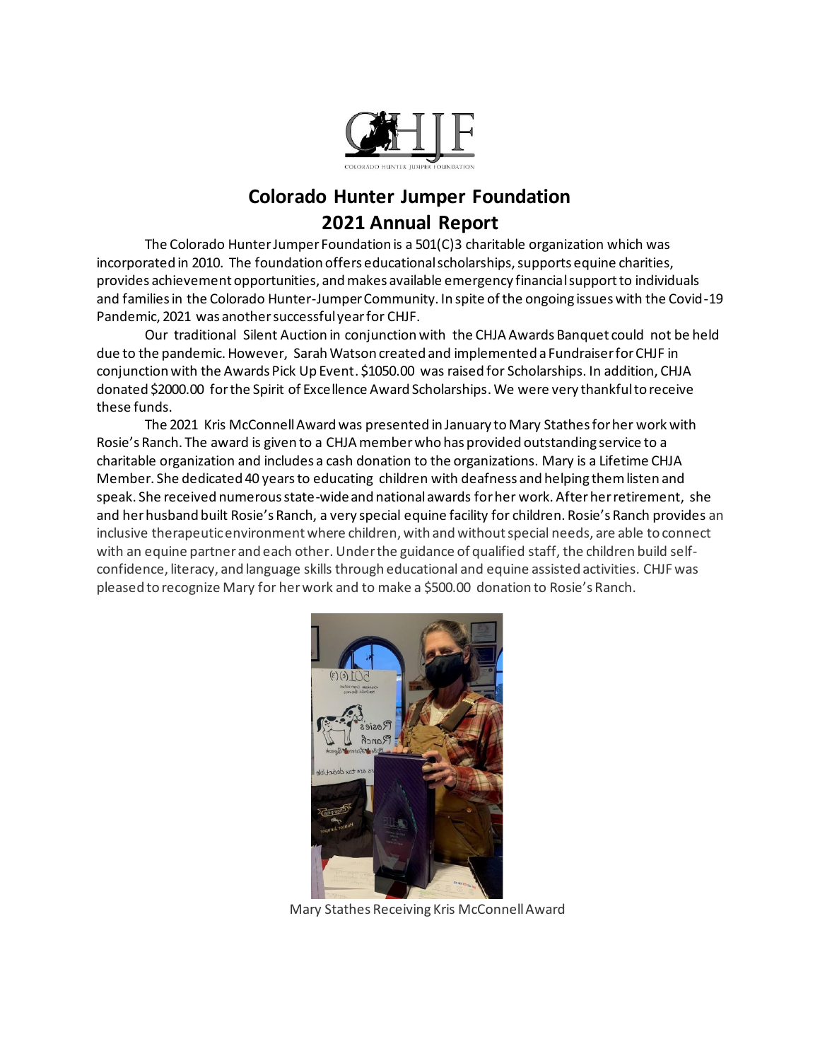# Colorado Hunter Jumper Foundation
## 2021 Annual Report

The Colorado Hunter Jumper Foundation is a 501(C)3 charitable organization which was incorporated in 2010. The foundation offers educational scholarships, supports equine charities, provides achievement opportunities, and makes available emergency financial support to individuals and families in the Colorado Hunter-Jumper Community. In spite of the ongoing issues with the Covid-19 Pandemic, 2021 was another successful year for CHJF.

Our traditional Silent Auction in conjunction with the CHJA Awards Banquet could not be held due to the pandemic. However, Sarah Watson created and implemented a Fundraiser for CHJF in conjunction with the Awards Pick Up Event. $1050.00 was raised for Scholarships. In addition, CHJA donated $2000.00 for the Spirit of Excellence Award Scholarships. We were very thankful to receive these funds.

The 2021 Kris McConnell Award was presented in January to Mary Stathes for her work with Rosie's Ranch. The award is given to a CHJA member who has provided outstanding service to a charitable organization and includes a cash donation to the organizations. Mary is a Lifetime CHJA Member. She dedicated 40 years to educating children with deafness and helping them listen and speak. She received numerous state-wide and national awards for her work. After her retirement, she and her husband built Rosie's Ranch, a very special equine facility for children. Rosie's Ranch provides an inclusive therapeutic environment where children, with and without special needs, are able to connect with an equine partner and each other. Under the guidance of qualified staff, the children build self-confidence, literacy, and language skills through educational and equine assisted activities. CHJF was pleased to recognize Mary for her work and to make a $500.00 donation to Rosie's Ranch.

Mary Stathes Receiving Kris McConnell Award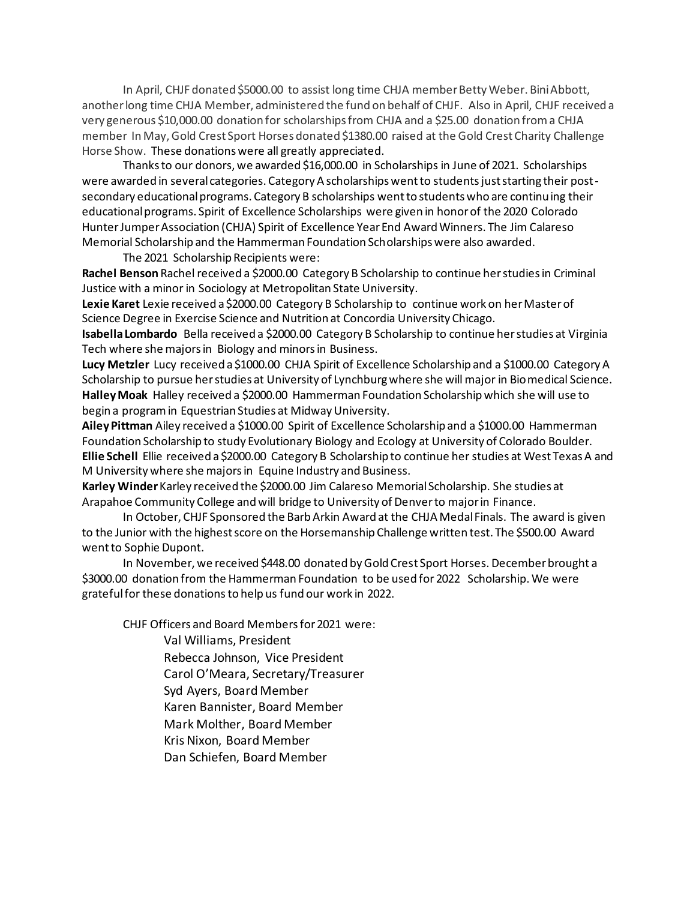In April, CHJF donated $5000.00 to assist long time CHJA member Betty Weber. Bini Abbott, another long time CHJA Member, administered the fund on behalf of CHJF. Also in April, CHJF received a very generous $10,000.00 donation for scholarships from CHJA and a $25.00 donation from a CHJA member In May, Gold Crest Sport Horses donated $1380.00 raised at the Gold Crest Charity Challenge Horse Show. These donations were all greatly appreciated.

Thanks to our donors, we awarded $16,000.00 in Scholarships in June of 2021. Scholarships were awarded in several categories. Category A scholarships went to students just starting their post-secondary educational programs. Category B scholarships went to students who are continuing their educational programs. Spirit of Excellence Scholarships were given in honor of the 2020 Colorado Hunter Jumper Association (CHJA) Spirit of Excellence Year End Award Winners. The Jim Calareso Memorial Scholarship and the Hammerman Foundation Scholarships were also awarded.

The 2021 Scholarship Recipients were:

**Rachel Benson** Rachel received a $2000.00 Category B Scholarship to continue her studies in Criminal Justice with a minor in Sociology at Metropolitan State University.

**Lexie Karet** Lexie received a $2000.00 Category B Scholarship to continue work on her Master of Science Degree in Exercise Science and Nutrition at Concordia University Chicago.

**Isabella Lombardo** Bella received a $2000.00 Category B Scholarship to continue her studies at Virginia Tech where she majors in Biology and minors in Business.

**Lucy Metzler** Lucy received a $1000.00 CHJA Spirit of Excellence Scholarship and a $1000.00 Category A Scholarship to pursue her studies at University of Lynchburg where she will major in Biomedical Science.

**Halley Moak** Halley received a $2000.00 Hammerman Foundation Scholarship which she will use to begin a program in Equestrian Studies at Midway University.

**Ailey Pittman** Ailey received a $1000.00 Spirit of Excellence Scholarship and a $1000.00 Hammerman Foundation Scholarship to study Evolutionary Biology and Ecology at University of Colorado Boulder.

**Ellie Schell** Ellie received a $2000.00 Category B Scholarship to continue her studies at West Texas A and M University where she majors in Equine Industry and Business.

**Karley Winder** Karley received the $2000.00 Jim Calareso Memorial Scholarship. She studies at Arapahoe Community College and will bridge to University of Denver to major in Finance.

In October, CHJF Sponsored the Barb Arkin Award at the CHJA Medal Finals. The award is given to the Junior with the highest score on the Horsemanship Challenge written test. The $500.00 Award went to Sophie Dupont.

In November, we received $448.00 donated by Gold Crest Sport Horses. December brought a $3000.00 donation from the Hammerman Foundation to be used for 2022 Scholarship. We were grateful for these donations to help us fund our work in 2022.

CHJF Officers and Board Members for 2021 were:

Val Williams, President
Rebecca Johnson, Vice President
Carol O'Meara, Secretary/Treasurer
Syd Ayers, Board Member
Karen Bannister, Board Member
Mark Molther, Board Member
Kris Nixon, Board Member
Dan Schiefen, Board Member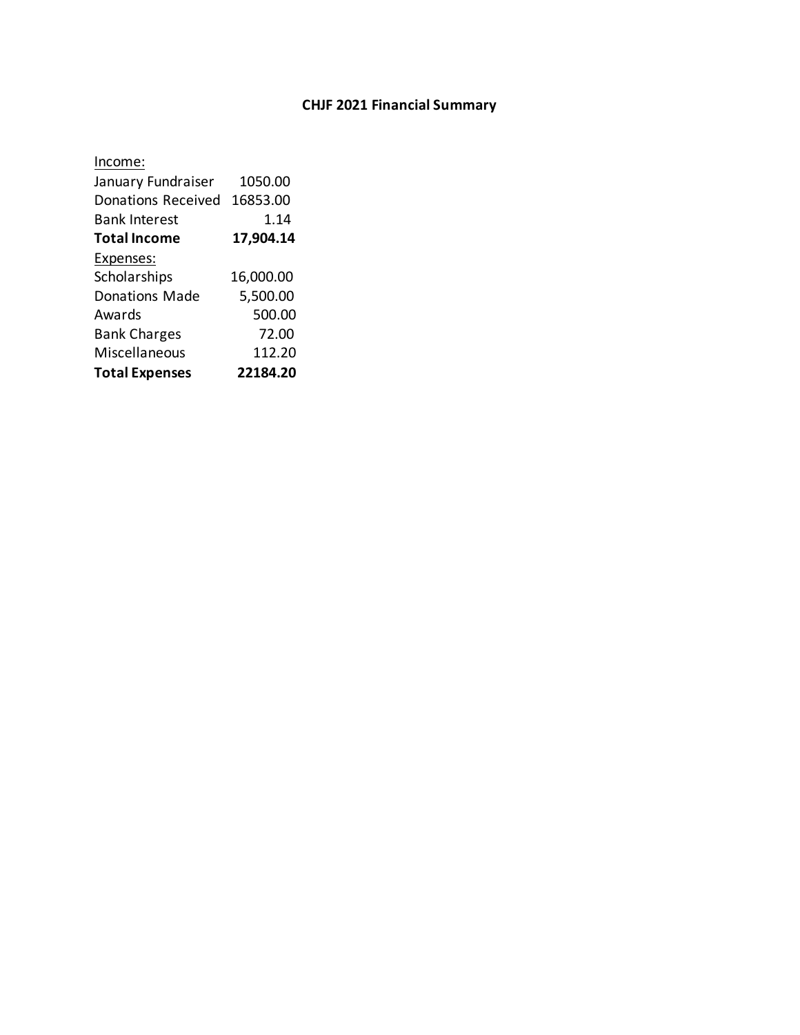**CHJF 2021 Financial Summary**

| | |
|---|---|
| Income: | |
| January Fundraiser | 1050.00 |
| Donations Received | 16853.00 |
| Bank Interest | 1.14 |
| **Total Income** | **17,904.14** |
| Expenses: | |
| Scholarships | 16,000.00 |
| Donations Made | 5,500.00 |
| Awards | 500.00 |
| Bank Charges | 72.00 |
| Miscellaneous | 112.20 |
| **Total Expenses** | **22184.20** |